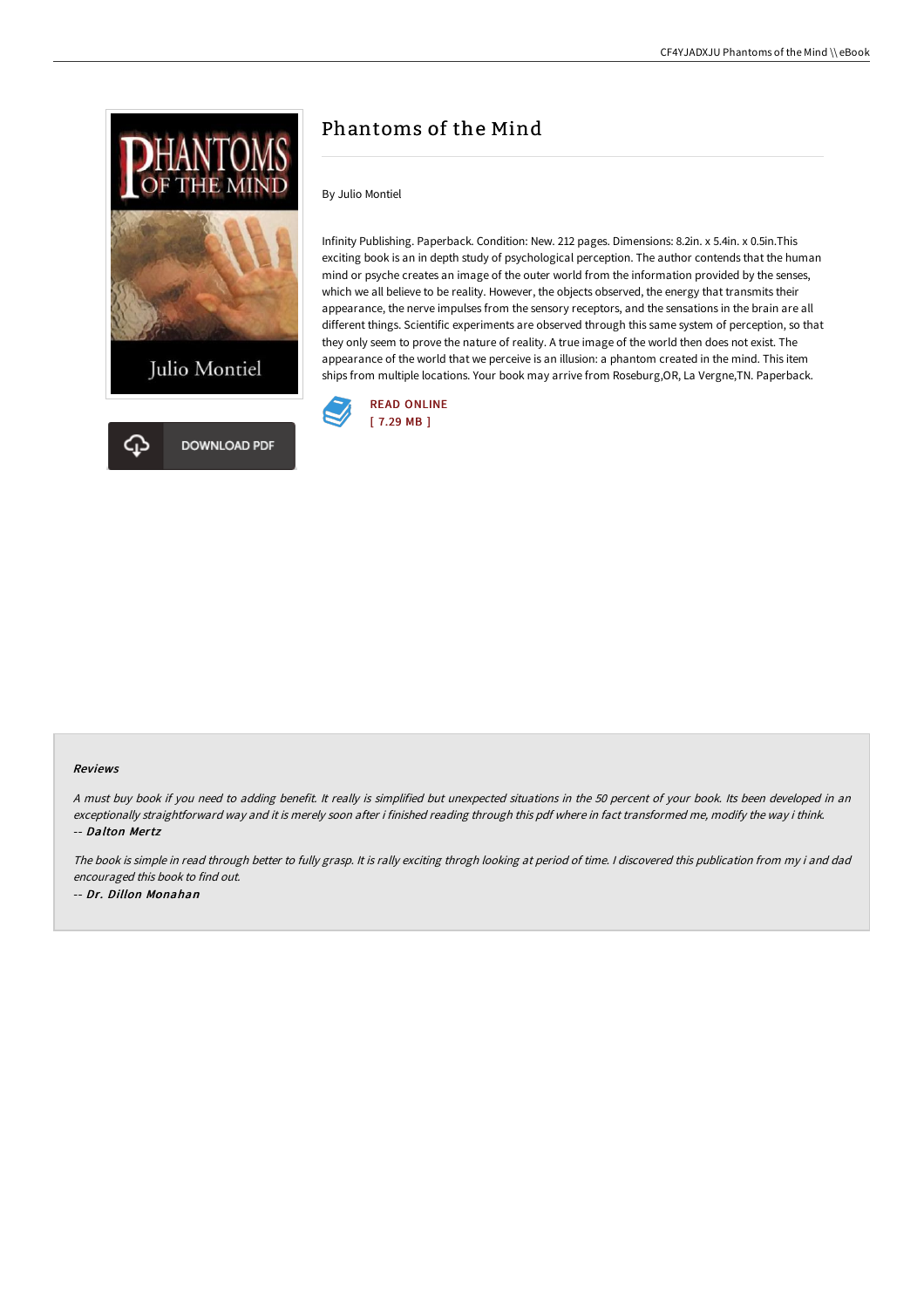# Phantoms of the Mind

By Julio Montiel

Infinity Publishing. Paperback. Condition: New. 212 pages. Dimensions: 8.2in. x 5.4in. x 0.5in.This exciting book is an in depth study of psychological perception. The author contends that the human mind or psyche creates an image of the outer world from the information provided by the senses, which we all believe to be reality. However, the objects observed, the energy that transmits their appearance, the nerve impulses from the sensory receptors, and the sensations in the brain are all different things. Scientific experiments are observed through this same system of perception, so that they only seem to prove the nature of reality. A true image of the world then does not exist. The appearance of the world that we perceive is an illusion: a phantom created in the mind. This item ships from multiple locations. Your book may arrive from Roseburg,OR, La Vergne,TN. Paperback.

READ ONLINE
[ 7.29 MB ]

DOWNLOAD PDF

#### Reviews

*A must buy book if you need to adding benefit. It really is simplified but unexpected situations in the 50 percent of your book. Its been developed in an exceptionally straightforward way and it is merely soon after i finished reading through this pdf where in fact transformed me, modify the way i think.*
*-- Dalton Mertz*

*The book is simple in read through better to fully grasp. It is rally exciting throgh looking at period of time. I discovered this publication from my i and dad encouraged this book to find out.*
*-- Dr. Dillon Monahan*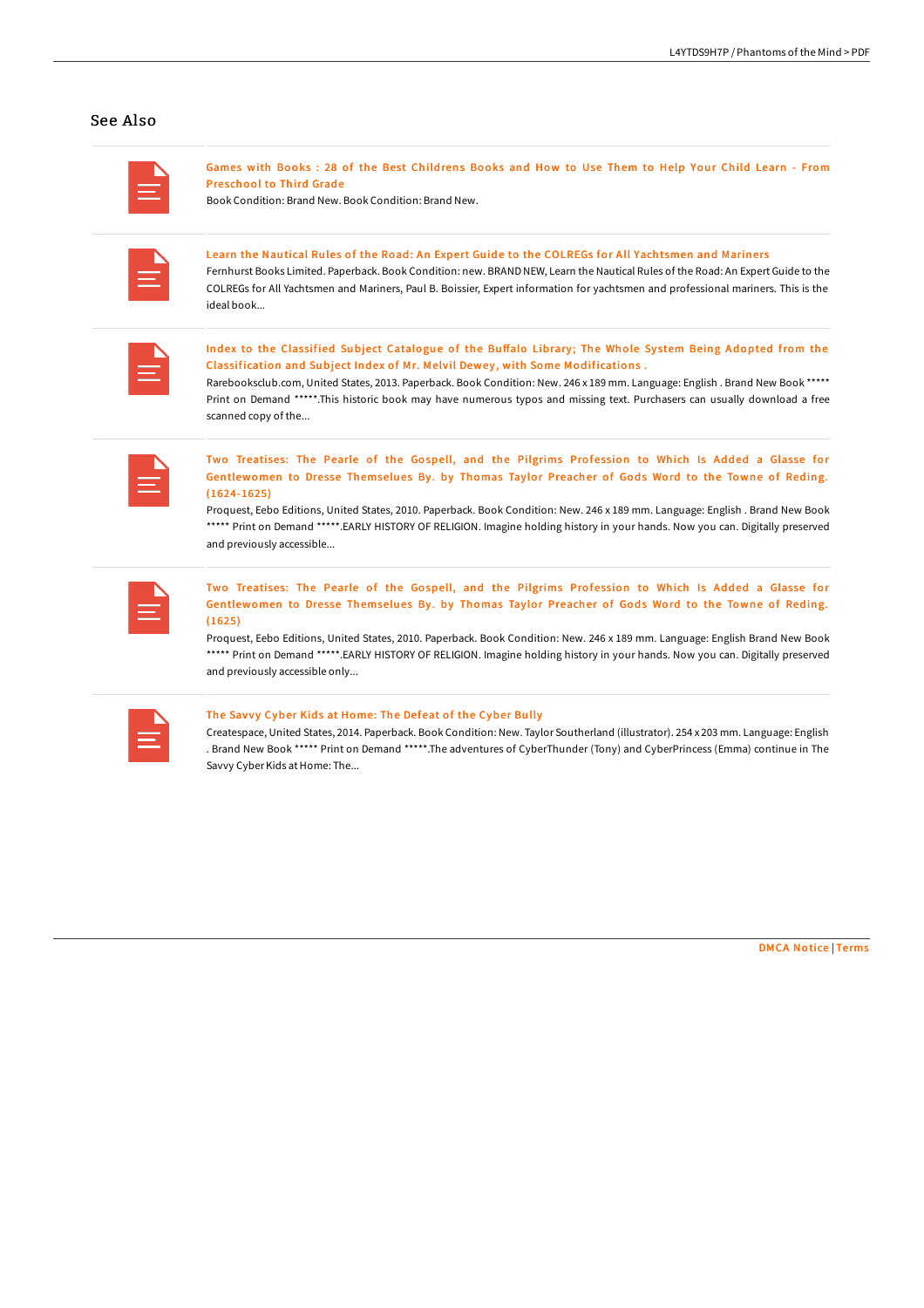## See Also

**Games with Books : 28 of the Best Childrens Books and How to Use Them to Help Your Child Learn - From Preschool to Third Grade**

Book Condition: Brand New. Book Condition: Brand New.

**Learn the Nautical Rules of the Road: An Expert Guide to the COLREGs for All Yachtsmen and Mariners**

Fernhurst Books Limited. Paperback. Book Condition: new. BRAND NEW, Learn the Nautical Rules of the Road: An Expert Guide to the COLREGs for All Yachtsmen and Mariners, Paul B. Boissier, Expert information for yachtsmen and professional mariners. This is the ideal book...

**Index to the Classified Subject Catalogue of the Buffalo Library; The Whole System Being Adopted from the Classification and Subject Index of Mr. Melvil Dewey, with Some Modifications .**

Rarebooksclub.com, United States, 2013. Paperback. Book Condition: New. 246 x 189 mm. Language: English . Brand New Book ***** Print on Demand *****.This historic book may have numerous typos and missing text. Purchasers can usually download a free scanned copy of the...

**Two Treatises: The Pearle of the Gospell, and the Pilgrims Profession to Which Is Added a Glasse for Gentlewomen to Dresse Themselues By. by Thomas Taylor Preacher of Gods Word to the Towne of Reding. (1624-1625)**

Proquest, Eebo Editions, United States, 2010. Paperback. Book Condition: New. 246 x 189 mm. Language: English . Brand New Book ***** Print on Demand *****.EARLY HISTORY OF RELIGION. Imagine holding history in your hands. Now you can. Digitally preserved and previously accessible...

**Two Treatises: The Pearle of the Gospell, and the Pilgrims Profession to Which Is Added a Glasse for Gentlewomen to Dresse Themselues By. by Thomas Taylor Preacher of Gods Word to the Towne of Reding. (1625)**

Proquest, Eebo Editions, United States, 2010. Paperback. Book Condition: New. 246 x 189 mm. Language: English Brand New Book ***** Print on Demand *****.EARLY HISTORY OF RELIGION. Imagine holding history in your hands. Now you can. Digitally preserved and previously accessible only...

**The Savvy Cyber Kids at Home: The Defeat of the Cyber Bully**

Createspace, United States, 2014. Paperback. Book Condition: New. Taylor Southerland (illustrator). 254 x 203 mm. Language: English . Brand New Book ***** Print on Demand *****.The adventures of CyberThunder (Tony) and CyberPrincess (Emma) continue in The Savvy Cyber Kids at Home: The...